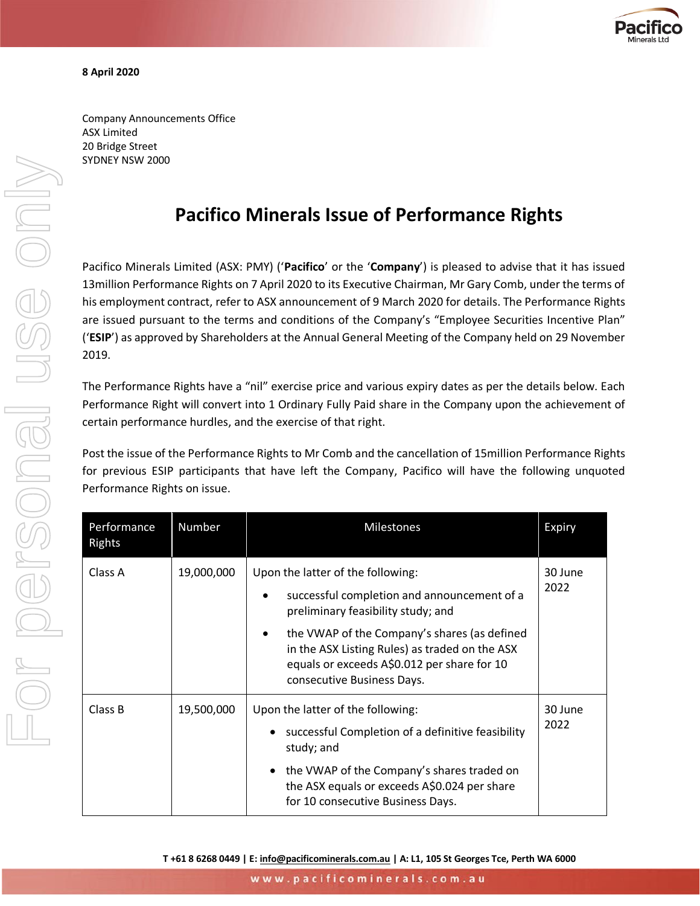**8 April 2020**

Company Announcements Office
ASX Limited
20 Bridge Street
SYDNEY NSW 2000

# Pacifico Minerals Issue of Performance Rights

Pacifico Minerals Limited (ASX: PMY) ('**Pacifico**' or the '**Company**') is pleased to advise that it has issued 13million Performance Rights on 7 April 2020 to its Executive Chairman, Mr Gary Comb, under the terms of his employment contract, refer to ASX announcement of 9 March 2020 for details. The Performance Rights are issued pursuant to the terms and conditions of the Company's "Employee Securities Incentive Plan" ('**ESIP**') as approved by Shareholders at the Annual General Meeting of the Company held on 29 November 2019.

The Performance Rights have a "nil" exercise price and various expiry dates as per the details below. Each Performance Right will convert into 1 Ordinary Fully Paid share in the Company upon the achievement of certain performance hurdles, and the exercise of that right.

Post the issue of the Performance Rights to Mr Comb and the cancellation of 15million Performance Rights for previous ESIP participants that have left the Company, Pacifico will have the following unquoted Performance Rights on issue.

| Performance Rights | Number | Milestones | Expiry |
|---|---|---|---|
| Class A | 19,000,000 | Upon the latter of the following:<br>• successful completion and announcement of a preliminary feasibility study; and<br>• the VWAP of the Company's shares (as defined in the ASX Listing Rules) as traded on the ASX equals or exceeds A$0.012 per share for 10 consecutive Business Days. | 30 June 2022 |
| Class B | 19,500,000 | Upon the latter of the following:<br>• successful Completion of a definitive feasibility study; and<br>• the VWAP of the Company's shares traded on the ASX equals or exceeds A$0.024 per share for 10 consecutive Business Days. | 30 June 2022 |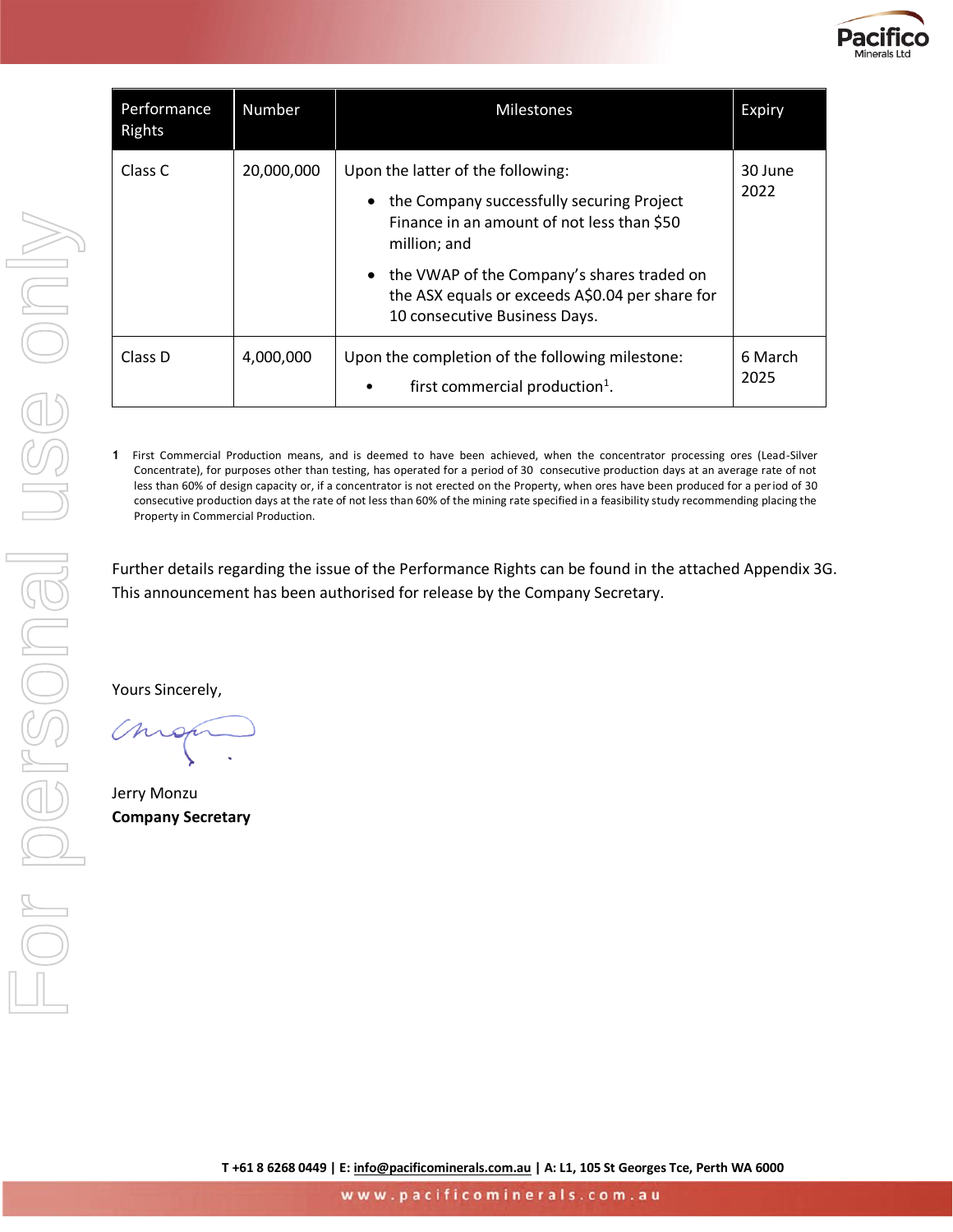| Performance Rights | Number | Milestones | Expiry |
|---|---|---|---|
| Class C | 20,000,000 | Upon the latter of the following:<br>• the Company successfully securing Project Finance in an amount of not less than $50 million; and<br>• the VWAP of the Company's shares traded on the ASX equals or exceeds A$0.04 per share for 10 consecutive Business Days. | 30 June 2022 |
| Class D | 4,000,000 | Upon the completion of the following milestone:<br>• first commercial production[1]. | 6 March 2025 |

1 First Commercial Production means, and is deemed to have been achieved, when the concentrator processing ores (Lead-Silver Concentrate), for purposes other than testing, has operated for a period of 30 consecutive production days at an average rate of not less than 60% of design capacity or, if a concentrator is not erected on the Property, when ores have been produced for a period of 30 consecutive production days at the rate of not less than 60% of the mining rate specified in a feasibility study recommending placing the Property in Commercial Production.

Further details regarding the issue of the Performance Rights can be found in the attached Appendix 3G. This announcement has been authorised for release by the Company Secretary.

Yours Sincerely,

Jerry Monzu
**Company Secretary**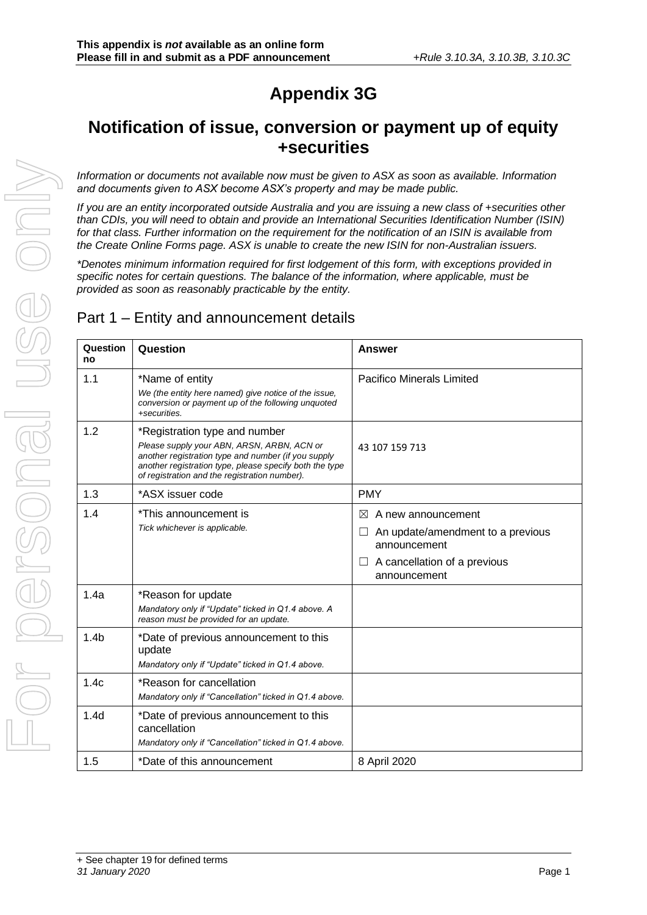This appendix is *not* available as an online form
**Please fill in and submit as a PDF announcement** *+Rule 3.10.3A, 3.10.3B, 3.10.3C*

# Appendix 3G

## Notification of issue, conversion or payment up of equity +securities

*Information or documents not available now must be given to ASX as soon as available. Information and documents given to ASX become ASX's property and may be made public.*

*If you are an entity incorporated outside Australia and you are issuing a new class of +securities other than CDIs, you will need to obtain and provide an International Securities Identification Number (ISIN) for that class. Further information on the requirement for the notification of an ISIN is available from the Create Online Forms page. ASX is unable to create the new ISIN for non-Australian issuers.*

*\*Denotes minimum information required for first lodgement of this form, with exceptions provided in specific notes for certain questions. The balance of the information, where applicable, must be provided as soon as reasonably practicable by the entity.*

## Part 1 – Entity and announcement details

| Question no | Question | Answer |
|---|---|---|
| 1.1 | \*Name of entity<br>*We (the entity here named) give notice of the issue, conversion or payment up of the following unquoted +securities.* | Pacifico Minerals Limited |
| 1.2 | \*Registration type and number<br>*Please supply your ABN, ARSN, ARBN, ACN or another registration type and number (if you supply another registration type, please specify both the type of registration and the registration number).* | 43 107 159 713 |
| 1.3 | \*ASX issuer code | PMY |
| 1.4 | \*This announcement is<br>*Tick whichever is applicable.* | ☒ A new announcement<br>☐ An update/amendment to a previous announcement<br>☐ A cancellation of a previous announcement |
| 1.4a | \*Reason for update<br>*Mandatory only if "Update" ticked in Q1.4 above. A reason must be provided for an update.* | |
| 1.4b | \*Date of previous announcement to this update<br>*Mandatory only if "Update" ticked in Q1.4 above.* | |
| 1.4c | \*Reason for cancellation<br>*Mandatory only if "Cancellation" ticked in Q1.4 above.* | |
| 1.4d | \*Date of previous announcement to this cancellation<br>*Mandatory only if "Cancellation" ticked in Q1.4 above.* | |
| 1.5 | \*Date of this announcement | 8 April 2020 |

+ See chapter 19 for defined terms
*31 January 2020*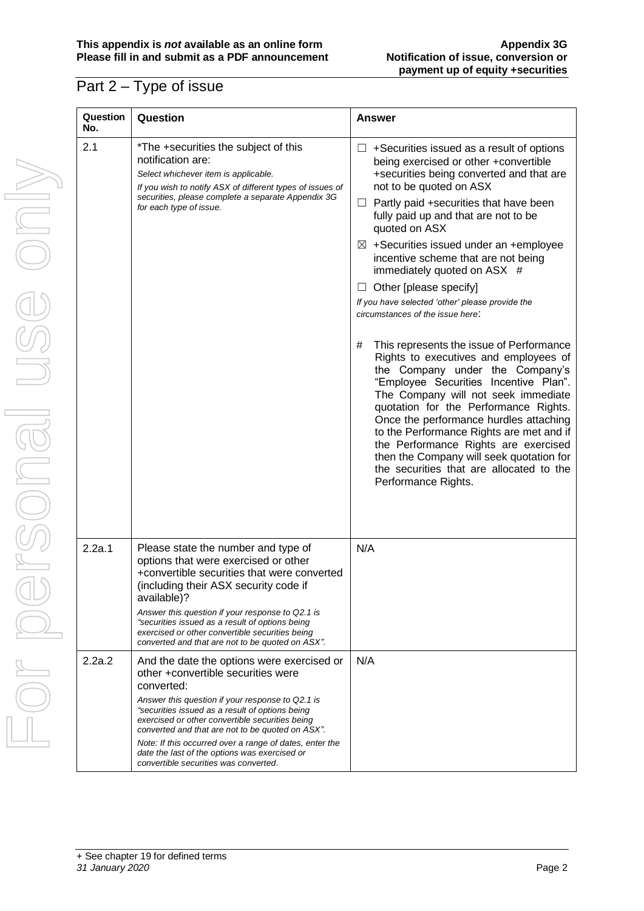## Part 2 – Type of issue

| Question No. | Question | Answer |
|---|---|---|
| 2.1 | *The +securities the subject of this notification are:<br>*Select whichever item is applicable.*<br>*If you wish to notify ASX of different types of issues of securities, please complete a separate Appendix 3G for each type of issue.* | ☐ +Securities issued as a result of options being exercised or other +convertible +securities being converted and that are not to be quoted on ASX<br>☐ Partly paid +securities that have been fully paid up and that are not to be quoted on ASX<br>☒ +Securities issued under an +employee incentive scheme that are not being immediately quoted on ASX #<br>☐ Other [please specify]<br>*If you have selected 'other' please provide the circumstances of the issue here*:<br><br># This represents the issue of Performance Rights to executives and employees of the Company under the Company's "Employee Securities Incentive Plan". The Company will not seek immediate quotation for the Performance Rights. Once the performance hurdles attaching to the Performance Rights are met and if the Performance Rights are exercised then the Company will seek quotation for the securities that are allocated to the Performance Rights. |
| 2.2a.1 | Please state the number and type of options that were exercised or other +convertible securities that were converted (including their ASX security code if available)?<br>*Answer this question if your response to Q2.1 is "securities issued as a result of options being exercised or other convertible securities being converted and that are not to be quoted on ASX".* | N/A |
| 2.2a.2 | And the date the options were exercised or other +convertible securities were converted:<br>*Answer this question if your response to Q2.1 is "securities issued as a result of options being exercised or other convertible securities being converted and that are not to be quoted on ASX".*<br>*Note: If this occurred over a range of dates, enter the date the last of the options was exercised or convertible securities was converted.* | N/A |

+ See chapter 19 for defined terms
*31 January 2020*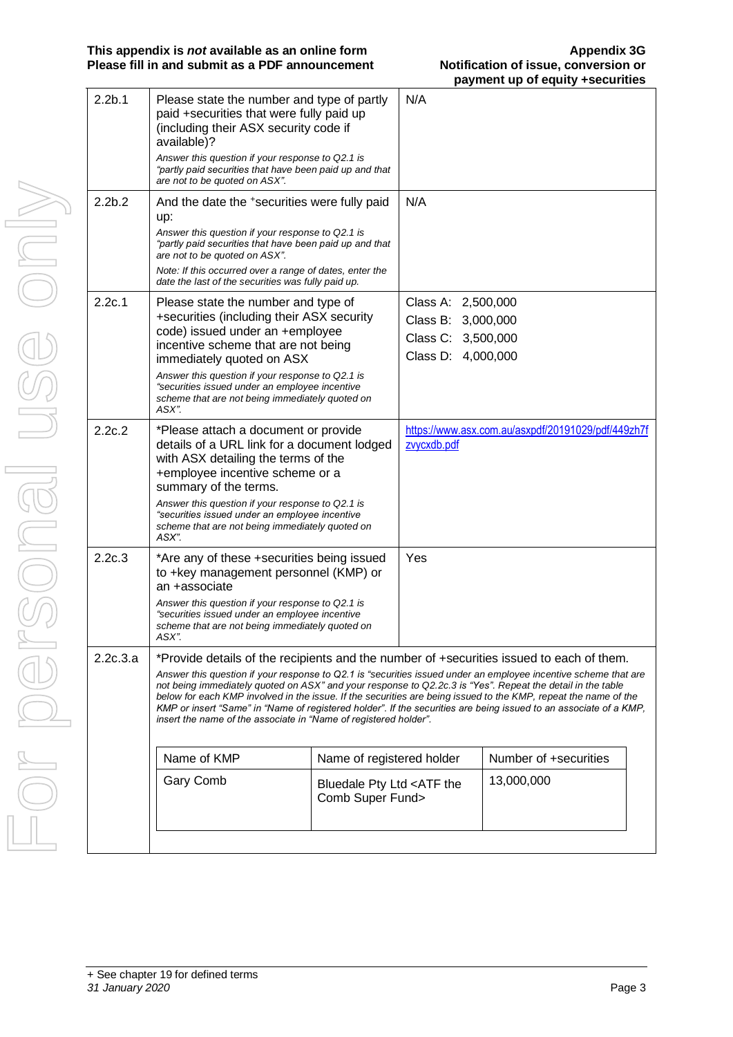| 2.2b.1 | Please state the number and type of partly paid +securities that were fully paid up (including their ASX security code if available)?<br>*Answer this question if your response to Q2.1 is "partly paid securities that have been paid up and that are not to be quoted on ASX".* | N/A |
|---|---|---|
| 2.2b.2 | And the date the +securities were fully paid up:<br>*Answer this question if your response to Q2.1 is "partly paid securities that have been paid up and that are not to be quoted on ASX".*<br>*Note: If this occurred over a range of dates, enter the date the last of the securities was fully paid up.* | N/A |
| 2.2c.1 | Please state the number and type of +securities (including their ASX security code) issued under an +employee incentive scheme that are not being immediately quoted on ASX<br>*Answer this question if your response to Q2.1 is "securities issued under an employee incentive scheme that are not being immediately quoted on ASX".* | Class A: 2,500,000<br>Class B: 3,000,000<br>Class C: 3,500,000<br>Class D: 4,000,000 |
| 2.2c.2 | *Please attach a document or provide details of a URL link for a document lodged with ASX detailing the terms of the +employee incentive scheme or a summary of the terms.<br>*Answer this question if your response to Q2.1 is "securities issued under an employee incentive scheme that are not being immediately quoted on ASX".* | https://www.asx.com.au/asxpdf/20191029/pdf/449zh7fzvycxdb.pdf |
| 2.2c.3 | *Are any of these +securities being issued to +key management personnel (KMP) or an +associate<br>*Answer this question if your response to Q2.1 is "securities issued under an employee incentive scheme that are not being immediately quoted on ASX".* | Yes |

**2.2c.3.a** *Provide details of the recipients and the number of +securities issued to each of them.

*Answer this question if your response to Q2.1 is "securities issued under an employee incentive scheme that are not being immediately quoted on ASX" and your response to Q2.2c.3 is "Yes". Repeat the detail in the table below for each KMP involved in the issue. If the securities are being issued to the KMP, repeat the name of the KMP or insert "Same" in "Name of registered holder". If the securities are being issued to an associate of a KMP, insert the name of the associate in "Name of registered holder".*

| Name of KMP | Name of registered holder | Number of +securities |
|---|---|---|
| Gary Comb | Bluedale Pty Ltd <ATF the Comb Super Fund> | 13,000,000 |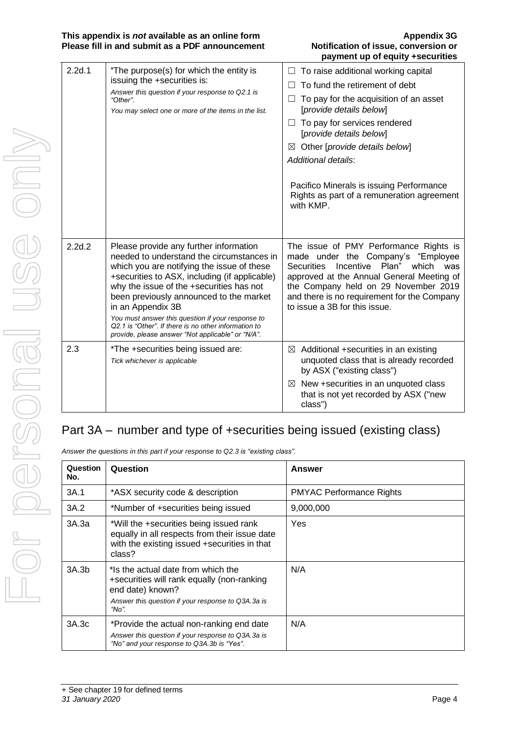| | | |
|---|---|---|
| 2.2d.1 | *The purpose(s) for which the entity is issuing the +securities is:<br>*Answer this question if your response to Q2.1 is "Other".*<br>*You may select one or more of the items in the list.* | ☐ To raise additional working capital<br>☐ To fund the retirement of debt<br>☐ To pay for the acquisition of an asset [*provide details below*]<br>☐ To pay for services rendered [*provide details below*]<br>☒ Other [*provide details below*]<br>*Additional details*:<br><br>Pacifico Minerals is issuing Performance Rights as part of a remuneration agreement with KMP. |
| 2.2d.2 | Please provide any further information needed to understand the circumstances in which you are notifying the issue of these +securities to ASX, including (if applicable) why the issue of the +securities has not been previously announced to the market in an Appendix 3B<br>*You must answer this question if your response to Q2.1 is "Other". If there is no other information to provide, please answer "Not applicable" or "N/A".* | The issue of PMY Performance Rights is made under the Company's "Employee Securities Incentive Plan" which was approved at the Annual General Meeting of the Company held on 29 November 2019 and there is no requirement for the Company to issue a 3B for this issue. |
| 2.3 | *The +securities being issued are:<br>*Tick whichever is applicable* | ☒ Additional +securities in an existing unquoted class that is already recorded by ASX ("existing class")<br>☒ New +securities in an unquoted class that is not yet recorded by ASX ("new class") |

## Part 3A – number and type of +securities being issued (existing class)

*Answer the questions in this part if your response to Q2.3 is "existing class".*

| Question No. | Question | Answer |
|---|---|---|
| 3A.1 | *ASX security code & description | PMYAC Performance Rights |
| 3A.2 | *Number of +securities being issued | 9,000,000 |
| 3A.3a | *Will the +securities being issued rank equally in all respects from their issue date with the existing issued +securities in that class? | Yes |
| 3A.3b | *Is the actual date from which the +securities will rank equally (non-ranking end date) known?<br>*Answer this question if your response to Q3A.3a is "No".* | N/A |
| 3A.3c | *Provide the actual non-ranking end date<br>*Answer this question if your response to Q3A.3a is "No" and your response to Q3A.3b is "Yes".* | N/A |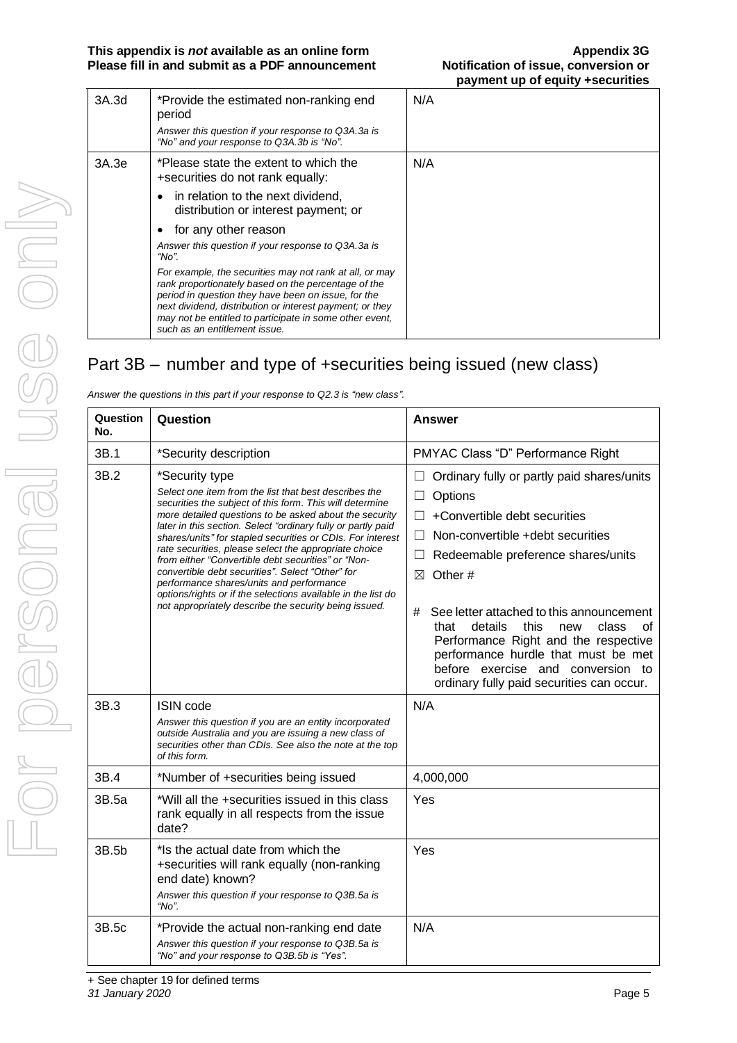| | | |
|---|---|---|
| 3A.3d | *Provide the estimated non-ranking end period<br>*Answer this question if your response to Q3A.3a is "No" and your response to Q3A.3b is "No".* | N/A |
| 3A.3e | *Please state the extent to which the +securities do not rank equally:<br>• in relation to the next dividend, distribution or interest payment; or<br>• for any other reason<br>*Answer this question if your response to Q3A.3a is "No".*<br>*For example, the securities may not rank at all, or may rank proportionately based on the percentage of the period in question they have been on issue, for the next dividend, distribution or interest payment; or they may not be entitled to participate in some other event, such as an entitlement issue.* | N/A |

## Part 3B – number and type of +securities being issued (new class)

*Answer the questions in this part if your response to Q2.3 is "new class".*

| Question No. | Question | Answer |
|---|---|---|
| 3B.1 | *Security description | PMYAC Class "D" Performance Right |
| 3B.2 | *Security type<br>*Select one item from the list that best describes the securities the subject of this form. This will determine more detailed questions to be asked about the security later in this section. Select "ordinary fully or partly paid shares/units" for stapled securities or CDIs. For interest rate securities, please select the appropriate choice from either "Convertible debt securities" or "Non-convertible debt securities". Select "Other" for performance shares/units and performance options/rights or if the selections available in the list do not appropriately describe the security being issued.* | ☐ Ordinary fully or partly paid shares/units<br>☐ Options<br>☐ +Convertible debt securities<br>☐ Non-convertible +debt securities<br>☐ Redeemable preference shares/units<br>☒ Other #<br><br># See letter attached to this announcement that details this new class of Performance Right and the respective performance hurdle that must be met before exercise and conversion to ordinary fully paid securities can occur. |
| 3B.3 | ISIN code<br>*Answer this question if you are an entity incorporated outside Australia and you are issuing a new class of securities other than CDIs. See also the note at the top of this form.* | N/A |
| 3B.4 | *Number of +securities being issued | 4,000,000 |
| 3B.5a | *Will all the +securities issued in this class rank equally in all respects from the issue date? | Yes |
| 3B.5b | *Is the actual date from which the +securities will rank equally (non-ranking end date) known?<br>*Answer this question if your response to Q3B.5a is "No".* | Yes |
| 3B.5c | *Provide the actual non-ranking end date<br>*Answer this question if your response to Q3B.5a is "No" and your response to Q3B.5b is "Yes".* | N/A |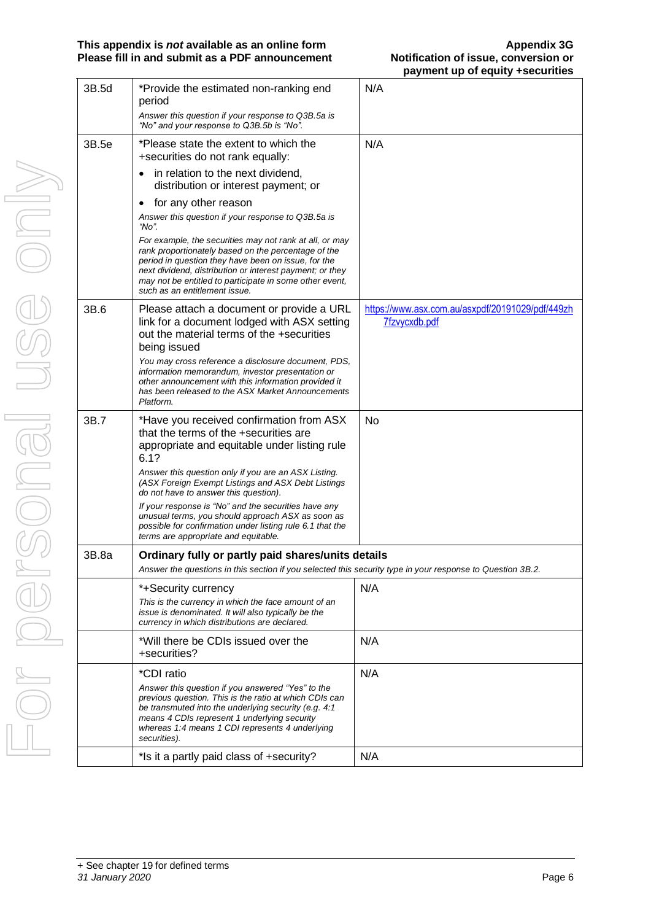| | | |
|---|---|---|
| 3B.5d | *Provide the estimated non-ranking end period<br>*Answer this question if your response to Q3B.5a is "No" and your response to Q3B.5b is "No".* | N/A |
| 3B.5e | *Please state the extent to which the +securities do not rank equally:<br>• in relation to the next dividend, distribution or interest payment; or<br>• for any other reason<br>*Answer this question if your response to Q3B.5a is "No".*<br>*For example, the securities may not rank at all, or may rank proportionately based on the percentage of the period in question they have been on issue, for the next dividend, distribution or interest payment; or they may not be entitled to participate in some other event, such as an entitlement issue.* | N/A |
| 3B.6 | Please attach a document or provide a URL link for a document lodged with ASX setting out the material terms of the +securities being issued<br>*You may cross reference a disclosure document, PDS, information memorandum, investor presentation or other announcement with this information provided it has been released to the ASX Market Announcements Platform.* | https://www.asx.com.au/asxpdf/20191029/pdf/449zh7fzvycxdb.pdf |
| 3B.7 | *Have you received confirmation from ASX that the terms of the +securities are appropriate and equitable under listing rule 6.1?<br>*Answer this question only if you are an ASX Listing. (ASX Foreign Exempt Listings and ASX Debt Listings do not have to answer this question).*<br>*If your response is "No" and the securities have any unusual terms, you should approach ASX as soon as possible for confirmation under listing rule 6.1 that the terms are appropriate and equitable.* | No |
| 3B.8a | **Ordinary fully or partly paid shares/units details**<br>*Answer the questions in this section if you selected this security type in your response to Question 3B.2.* | |
| | *+Security currency<br>*This is the currency in which the face amount of an issue is denominated. It will also typically be the currency in which distributions are declared.* | N/A |
| | *Will there be CDIs issued over the +securities? | N/A |
| | *CDI ratio<br>*Answer this question if you answered "Yes" to the previous question. This is the ratio at which CDIs can be transmuted into the underlying security (e.g. 4:1 means 4 CDIs represent 1 underlying security whereas 1:4 means 1 CDI represents 4 underlying securities).* | N/A |
| | *Is it a partly paid class of +security? | N/A |

+ See chapter 19 for defined terms
*31 January 2020*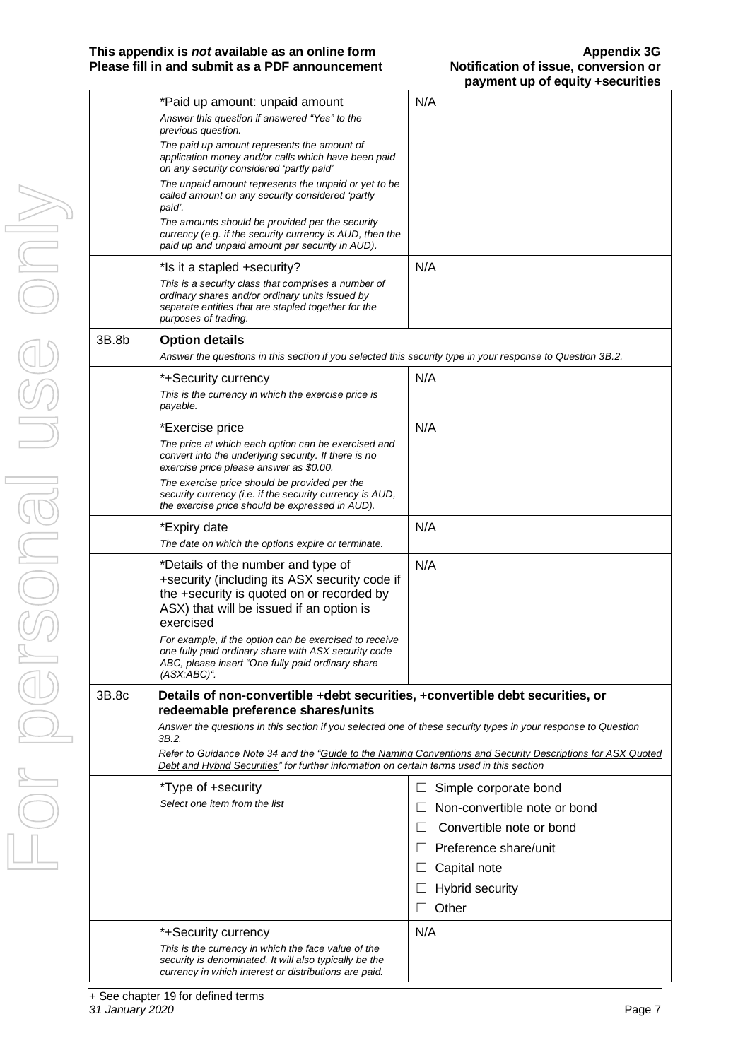| | | |
|---|---|---|
| | *Paid up amount: unpaid amount<br>*Answer this question if answered "Yes" to the previous question.*<br>*The paid up amount represents the amount of application money and/or calls which have been paid on any security considered 'partly paid'*<br>*The unpaid amount represents the unpaid or yet to be called amount on any security considered 'partly paid'.*<br>*The amounts should be provided per the security currency (e.g. if the security currency is AUD, then the paid up and unpaid amount per security in AUD).* | N/A |
| | *Is it a stapled +security?<br>*This is a security class that comprises a number of ordinary shares and/or ordinary units issued by separate entities that are stapled together for the purposes of trading.* | N/A |
| 3B.8b | **Option details**<br>*Answer the questions in this section if you selected this security type in your response to Question 3B.2.* | |
| | *+Security currency<br>*This is the currency in which the exercise price is payable.* | N/A |
| | *Exercise price<br>*The price at which each option can be exercised and convert into the underlying security. If there is no exercise price please answer as $0.00.*<br>*The exercise price should be provided per the security currency (i.e. if the security currency is AUD, the exercise price should be expressed in AUD).* | N/A |
| | *Expiry date<br>*The date on which the options expire or terminate.* | N/A |
| | *Details of the number and type of +security (including its ASX security code if the +security is quoted on or recorded by ASX) that will be issued if an option is exercised<br>*For example, if the option can be exercised to receive one fully paid ordinary share with ASX security code ABC, please insert "One fully paid ordinary share (ASX:ABC)".* | N/A |
| 3B.8c | **Details of non-convertible +debt securities, +convertible debt securities, or redeemable preference shares/units**<br>*Answer the questions in this section if you selected one of these security types in your response to Question 3B.2.*<br>*Refer to Guidance Note 34 and the "Guide to the Naming Conventions and Security Descriptions for ASX Quoted Debt and Hybrid Securities" for further information on certain terms used in this section* | |
| | *Type of +security<br>*Select one item from the list* | ☐ Simple corporate bond<br>☐ Non-convertible note or bond<br>☐ Convertible note or bond<br>☐ Preference share/unit<br>☐ Capital note<br>☐ Hybrid security<br>☐ Other |
| | *+Security currency<br>*This is the currency in which the face value of the security is denominated. It will also typically be the currency in which interest or distributions are paid.* | N/A |

+ See chapter 19 for defined terms
*31 January 2020*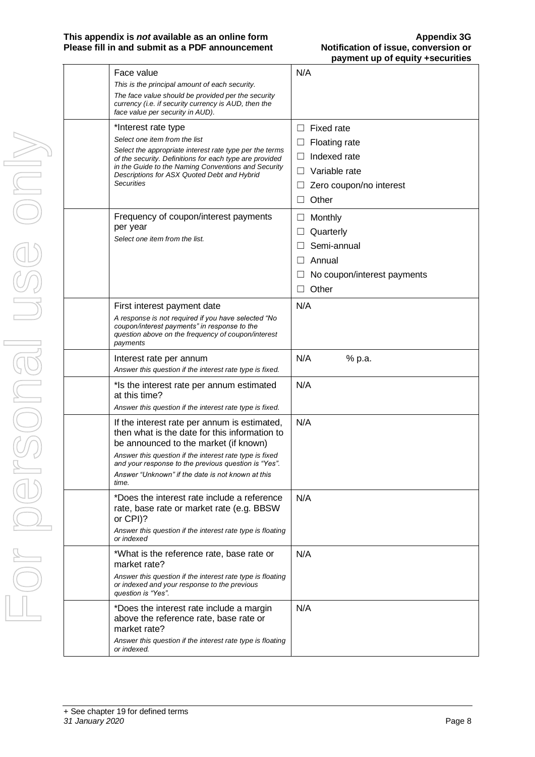| | | |
|---|---|---|
| | Face value<br>*This is the principal amount of each security.*<br>*The face value should be provided per the security currency (i.e. if security currency is AUD, then the face value per security in AUD).* | N/A |
| | *Interest rate type<br>*Select one item from the list*<br>*Select the appropriate interest rate type per the terms of the security. Definitions for each type are provided in the Guide to the Naming Conventions and Security Descriptions for ASX Quoted Debt and Hybrid Securities* | ☐ Fixed rate<br>☐ Floating rate<br>☐ Indexed rate<br>☐ Variable rate<br>☐ Zero coupon/no interest<br>☐ Other |
| | Frequency of coupon/interest payments per year<br>*Select one item from the list.* | ☐ Monthly<br>☐ Quarterly<br>☐ Semi-annual<br>☐ Annual<br>☐ No coupon/interest payments<br>☐ Other |
| | First interest payment date<br>*A response is not required if you have selected "No coupon/interest payments" in response to the question above on the frequency of coupon/interest payments* | N/A |
| | Interest rate per annum<br>*Answer this question if the interest rate type is fixed.* | N/A % p.a. |
| | *Is the interest rate per annum estimated at this time?<br>*Answer this question if the interest rate type is fixed.* | N/A |
| | If the interest rate per annum is estimated, then what is the date for this information to be announced to the market (if known)<br>*Answer this question if the interest rate type is fixed and your response to the previous question is "Yes".*<br>*Answer "Unknown" if the date is not known at this time.* | N/A |
| | *Does the interest rate include a reference rate, base rate or market rate (e.g. BBSW or CPI)?<br>*Answer this question if the interest rate type is floating or indexed* | N/A |
| | *What is the reference rate, base rate or market rate?<br>*Answer this question if the interest rate type is floating or indexed and your response to the previous question is "Yes".* | N/A |
| | *Does the interest rate include a margin above the reference rate, base rate or market rate?<br>*Answer this question if the interest rate type is floating or indexed.* | N/A |

+ See chapter 19 for defined terms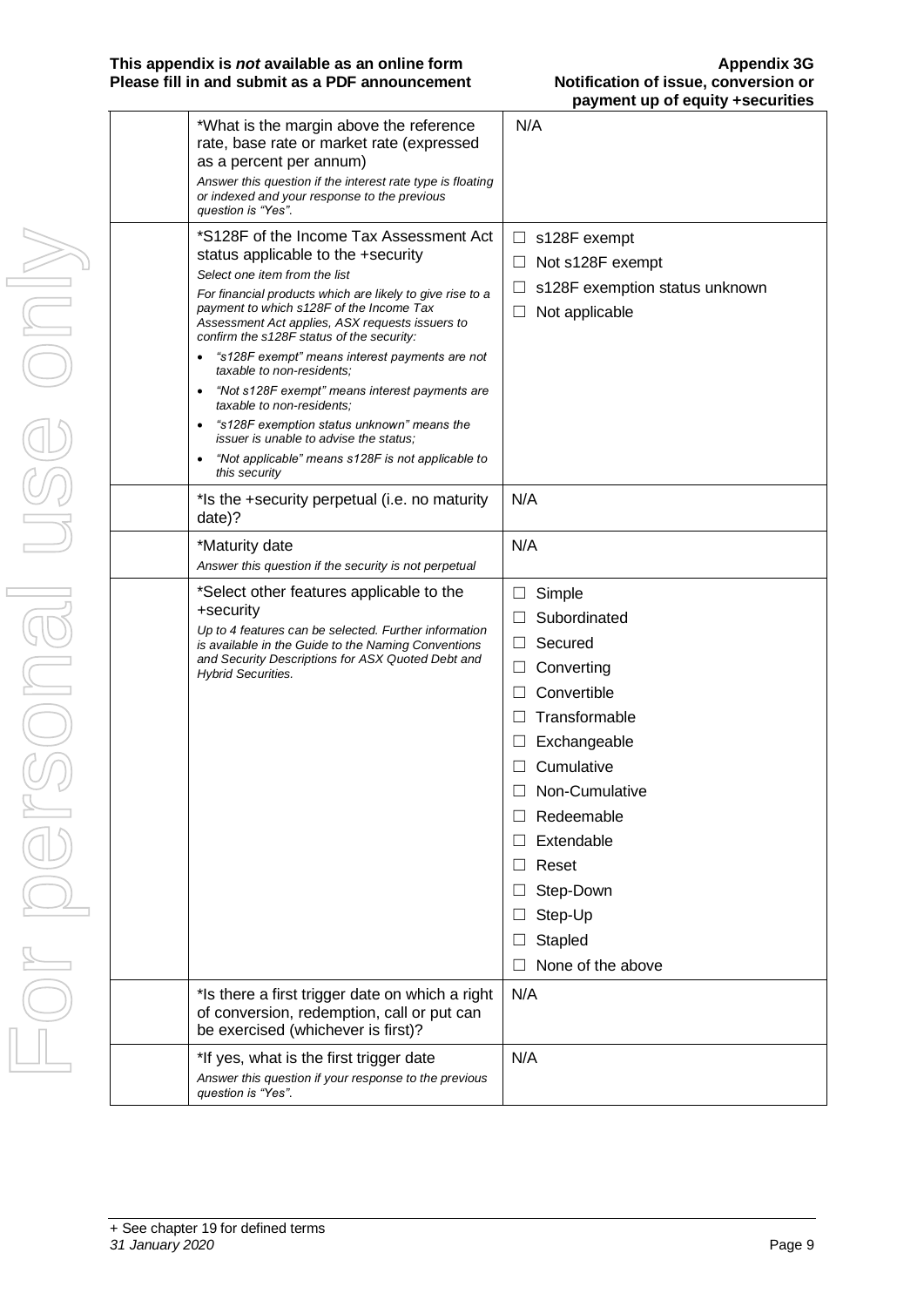| | | |
|---|---|---|
| | *What is the margin above the reference rate, base rate or market rate (expressed as a percent per annum)<br>*Answer this question if the interest rate type is floating or indexed and your response to the previous question is "Yes".* | N/A |
| | *S128F of the Income Tax Assessment Act status applicable to the +security<br>*Select one item from the list*<br>*For financial products which are likely to give rise to a payment to which s128F of the Income Tax Assessment Act applies, ASX requests issuers to confirm the s128F status of the security:*<br>• *"s128F exempt" means interest payments are not taxable to non-residents;*<br>• *"Not s128F exempt" means interest payments are taxable to non-residents;*<br>• *"s128F exemption status unknown" means the issuer is unable to advise the status;*<br>• *"Not applicable" means s128F is not applicable to this security* | ☐ s128F exempt<br>☐ Not s128F exempt<br>☐ s128F exemption status unknown<br>☐ Not applicable |
| | *Is the +security perpetual (i.e. no maturity date)? | N/A |
| | *Maturity date<br>*Answer this question if the security is not perpetual* | N/A |
| | *Select other features applicable to the +security<br>*Up to 4 features can be selected. Further information is available in the Guide to the Naming Conventions and Security Descriptions for ASX Quoted Debt and Hybrid Securities.* | ☐ Simple<br>☐ Subordinated<br>☐ Secured<br>☐ Converting<br>☐ Convertible<br>☐ Transformable<br>☐ Exchangeable<br>☐ Cumulative<br>☐ Non-Cumulative<br>☐ Redeemable<br>☐ Extendable<br>☐ Reset<br>☐ Step-Down<br>☐ Step-Up<br>☐ Stapled<br>☐ None of the above |
| | *Is there a first trigger date on which a right of conversion, redemption, call or put can be exercised (whichever is first)? | N/A |
| | *If yes, what is the first trigger date<br>*Answer this question if your response to the previous question is "Yes".* | N/A |

+ See chapter 19 for defined terms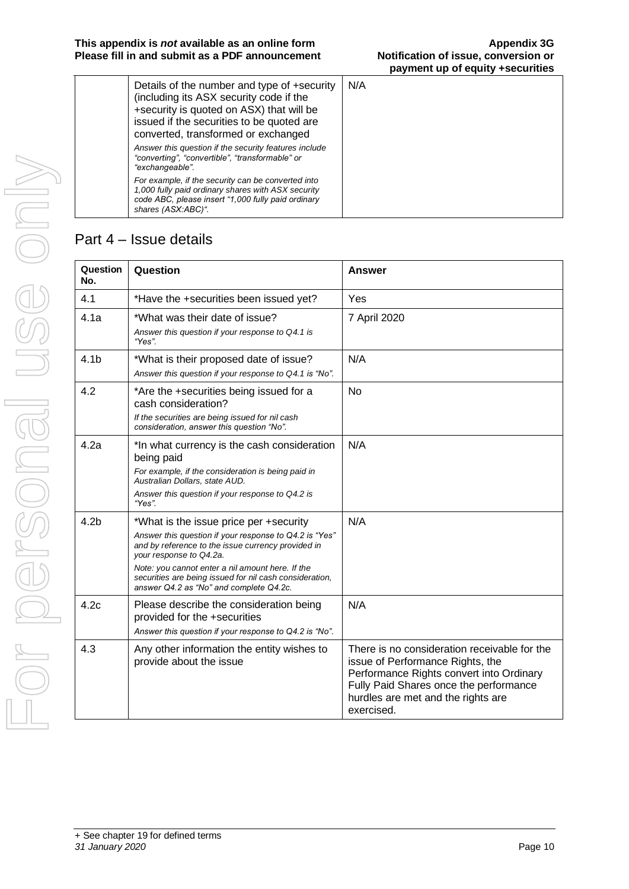| | Details of the number and type of +security (including its ASX security code if the +security is quoted on ASX) that will be issued if the securities to be quoted are converted, transformed or exchanged<br>*Answer this question if the security features include "converting", "convertible", "transformable" or "exchangeable".*<br>*For example, if the security can be converted into 1,000 fully paid ordinary shares with ASX security code ABC, please insert "1,000 fully paid ordinary shares (ASX:ABC)".* | N/A |
|---|---|---|

## Part 4 – Issue details

| Question No. | Question | Answer |
|---|---|---|
| 4.1 | *Have the +securities been issued yet? | Yes |
| 4.1a | *What was their date of issue?<br>*Answer this question if your response to Q4.1 is "Yes".* | 7 April 2020 |
| 4.1b | *What is their proposed date of issue?<br>*Answer this question if your response to Q4.1 is "No".* | N/A |
| 4.2 | *Are the +securities being issued for a cash consideration?<br>*If the securities are being issued for nil cash consideration, answer this question "No".* | No |
| 4.2a | *In what currency is the cash consideration being paid<br>*For example, if the consideration is being paid in Australian Dollars, state AUD.*<br>*Answer this question if your response to Q4.2 is "Yes".* | N/A |
| 4.2b | *What is the issue price per +security<br>*Answer this question if your response to Q4.2 is "Yes" and by reference to the issue currency provided in your response to Q4.2a.*<br>*Note: you cannot enter a nil amount here. If the securities are being issued for nil cash consideration, answer Q4.2 as "No" and complete Q4.2c.* | N/A |
| 4.2c | Please describe the consideration being provided for the +securities<br>*Answer this question if your response to Q4.2 is "No".* | N/A |
| 4.3 | Any other information the entity wishes to provide about the issue | There is no consideration receivable for the issue of Performance Rights, the Performance Rights convert into Ordinary Fully Paid Shares once the performance hurdles are met and the rights are exercised. |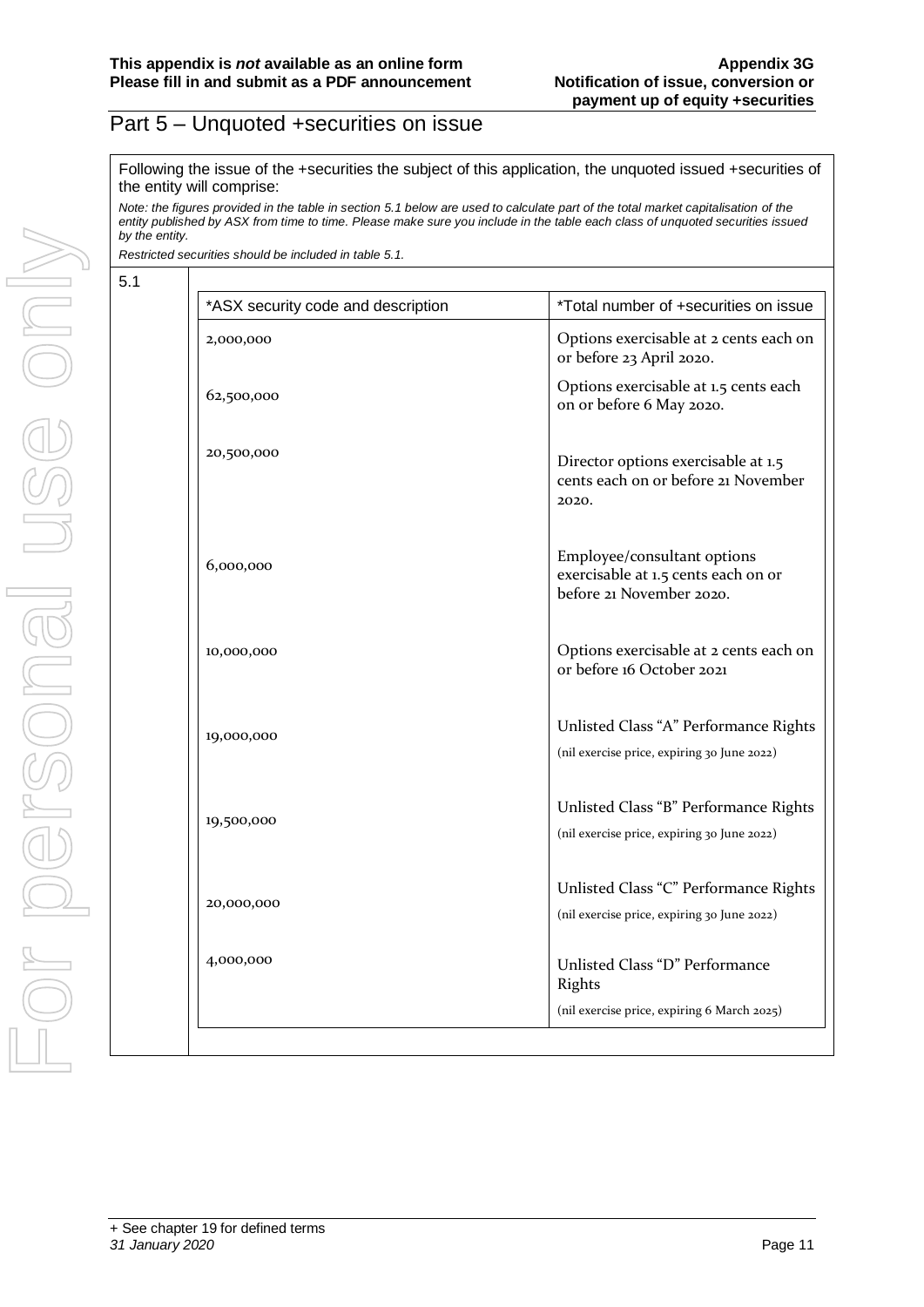## Part 5 – Unquoted +securities on issue

Following the issue of the +securities the subject of this application, the unquoted issued +securities of the entity will comprise:

*Note: the figures provided in the table in section 5.1 below are used to calculate part of the total market capitalisation of the entity published by ASX from time to time. Please make sure you include in the table each class of unquoted securities issued by the entity.*

*Restricted securities should be included in table 5.1.*

5.1

| *ASX security code and description | *Total number of +securities on issue |
|---|---|
| 2,000,000 | Options exercisable at 2 cents each on or before 23 April 2020. |
| 62,500,000 | Options exercisable at 1.5 cents each on or before 6 May 2020. |
| 20,500,000 | Director options exercisable at 1.5 cents each on or before 21 November 2020. |
| 6,000,000 | Employee/consultant options exercisable at 1.5 cents each on or before 21 November 2020. |
| 10,000,000 | Options exercisable at 2 cents each on or before 16 October 2021 |
| 19,000,000 | Unlisted Class "A" Performance Rights (nil exercise price, expiring 30 June 2022) |
| 19,500,000 | Unlisted Class "B" Performance Rights (nil exercise price, expiring 30 June 2022) |
| 20,000,000 | Unlisted Class "C" Performance Rights (nil exercise price, expiring 30 June 2022) |
| 4,000,000 | Unlisted Class "D" Performance Rights (nil exercise price, expiring 6 March 2025) |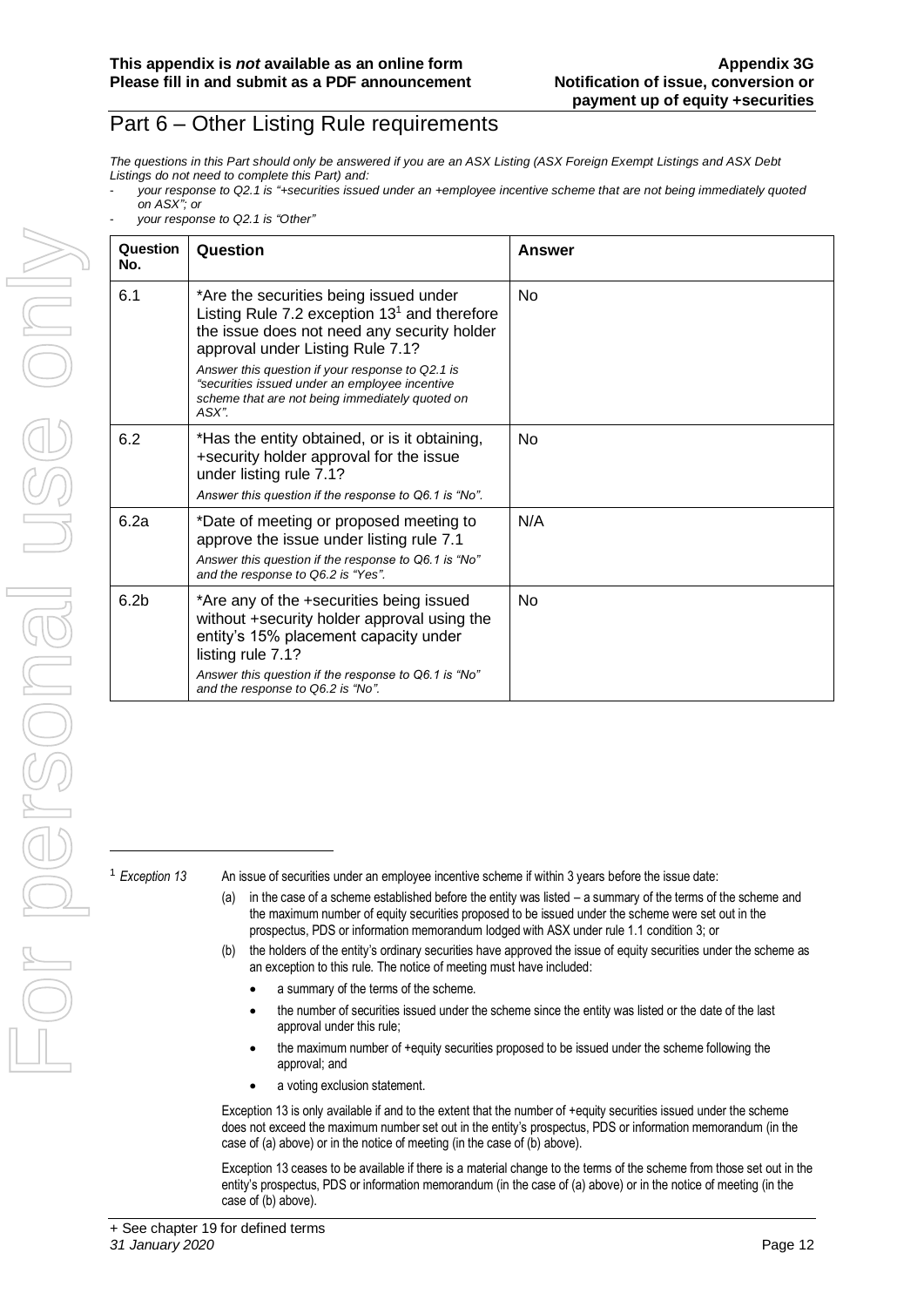## Part 6 – Other Listing Rule requirements

*The questions in this Part should only be answered if you are an ASX Listing (ASX Foreign Exempt Listings and ASX Debt Listings do not need to complete this Part) and:*

- *your response to Q2.1 is "+securities issued under an +employee incentive scheme that are not being immediately quoted on ASX"; or*
- *your response to Q2.1 is "Other"*

| Question No. | Question | Answer |
|---|---|---|
| 6.1 | *Are the securities being issued under Listing Rule 7.2 exception 13[1] and therefore the issue does not need any security holder approval under Listing Rule 7.1? *Answer this question if your response to Q2.1 is "securities issued under an employee incentive scheme that are not being immediately quoted on ASX".* | No |
| 6.2 | *Has the entity obtained, or is it obtaining, +security holder approval for the issue under listing rule 7.1? *Answer this question if the response to Q6.1 is "No".* | No |
| 6.2a | *Date of meeting or proposed meeting to approve the issue under listing rule 7.1 *Answer this question if the response to Q6.1 is "No" and the response to Q6.2 is "Yes".* | N/A |
| 6.2b | *Are any of the +securities being issued without +security holder approval using the entity's 15% placement capacity under listing rule 7.1? *Answer this question if the response to Q6.1 is "No" and the response to Q6.2 is "No".* | No |

[1] *Exception 13* An issue of securities under an employee incentive scheme if within 3 years before the issue date:

(a) in the case of a scheme established before the entity was listed – a summary of the terms of the scheme and the maximum number of equity securities proposed to be issued under the scheme were set out in the prospectus, PDS or information memorandum lodged with ASX under rule 1.1 condition 3; or

(b) the holders of the entity's ordinary securities have approved the issue of equity securities under the scheme as an exception to this rule. The notice of meeting must have included:

- a summary of the terms of the scheme.
- the number of securities issued under the scheme since the entity was listed or the date of the last approval under this rule;
- the maximum number of +equity securities proposed to be issued under the scheme following the approval; and
- a voting exclusion statement.

Exception 13 is only available if and to the extent that the number of +equity securities issued under the scheme does not exceed the maximum number set out in the entity's prospectus, PDS or information memorandum (in the case of (a) above) or in the notice of meeting (in the case of (b) above).

Exception 13 ceases to be available if there is a material change to the terms of the scheme from those set out in the entity's prospectus, PDS or information memorandum (in the case of (a) above) or in the notice of meeting (in the case of (b) above).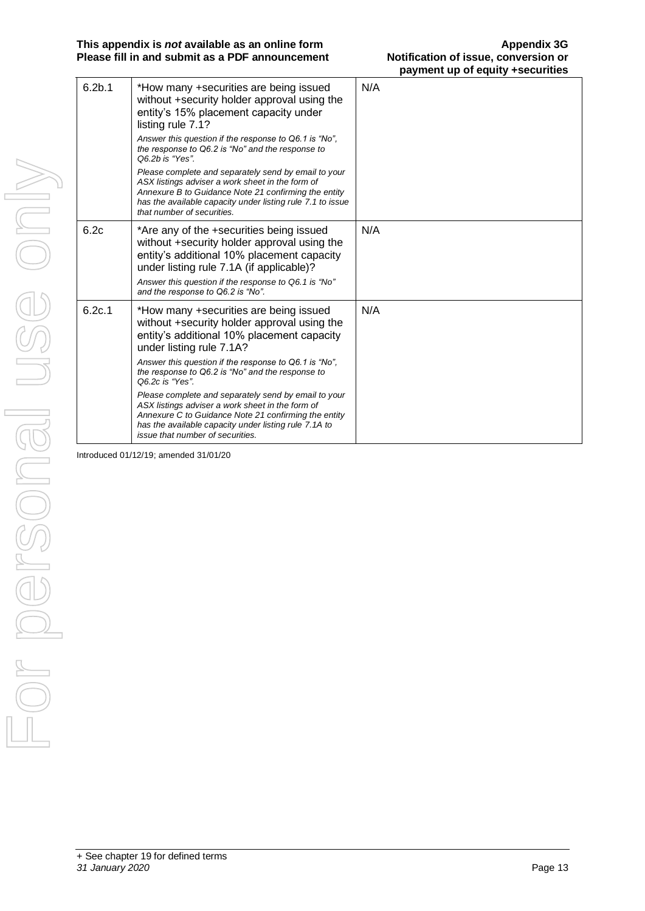| | | |
|---|---|---|
| 6.2b.1 | *How many +securities are being issued without +security holder approval using the entity's 15% placement capacity under listing rule 7.1?<br>*Answer this question if the response to Q6.1 is "No", the response to Q6.2 is "No" and the response to Q6.2b is "Yes".*<br>*Please complete and separately send by email to your ASX listings adviser a work sheet in the form of Annexure B to Guidance Note 21 confirming the entity has the available capacity under listing rule 7.1 to issue that number of securities.* | N/A |
| 6.2c | *Are any of the +securities being issued without +security holder approval using the entity's additional 10% placement capacity under listing rule 7.1A (if applicable)?<br>*Answer this question if the response to Q6.1 is "No" and the response to Q6.2 is "No".* | N/A |
| 6.2c.1 | *How many +securities are being issued without +security holder approval using the entity's additional 10% placement capacity under listing rule 7.1A?<br>*Answer this question if the response to Q6.1 is "No", the response to Q6.2 is "No" and the response to Q6.2c is "Yes".*<br>*Please complete and separately send by email to your ASX listings adviser a work sheet in the form of Annexure C to Guidance Note 21 confirming the entity has the available capacity under listing rule 7.1A to issue that number of securities.* | N/A |

Introduced 01/12/19; amended 31/01/20

+ See chapter 19 for defined terms